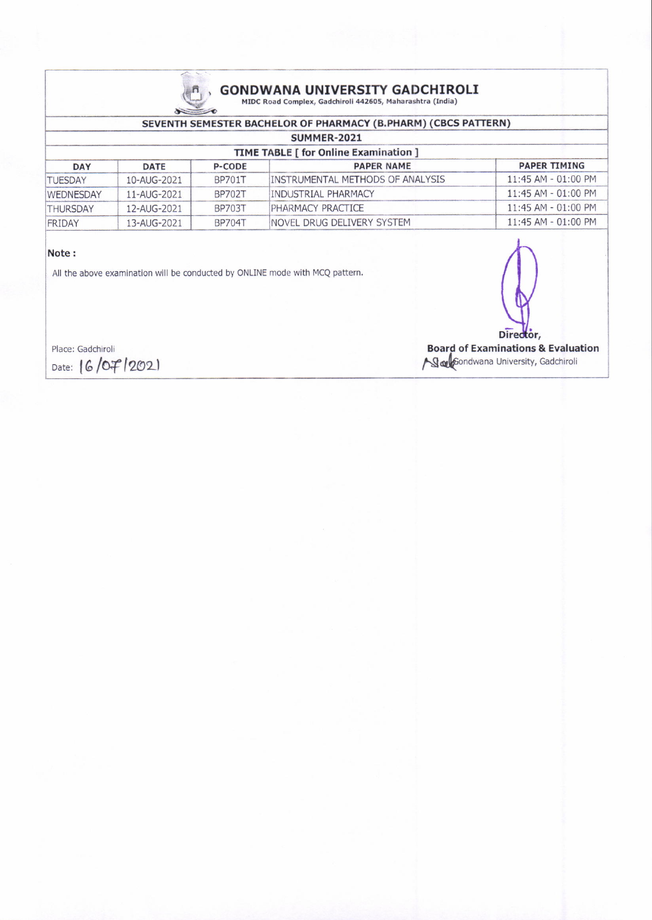# GONDWANA UNIVERSITY GADCHIROLI

MIDC Road Complex, Gadchiroli 442605, Maharashtra (India)

## SEVENTH SEMESTER BACHELOR OF PHARMACY (B.PHARM) (CBCS PATTERN)

### SUMMER-2021

### TIME TABLE [ for Online Examination ]

| DAY | DATE | P-CODE | PAPER NAME | PAPER TIMING |
|---|---|---|---|---|
| TUESDAY | 10-AUG-2021 | BP701T | INSTRUMENTAL METHODS OF ANALYSIS | 11:45 AM - 01:00 PM |
| WEDNESDAY | 11-AUG-2021 | BP702T | INDUSTRIAL PHARMACY | 11:45 AM - 01:00 PM |
| THURSDAY | 12-AUG-2021 | BP703T | PHARMACY PRACTICE | 11:45 AM - 01:00 PM |
| FRIDAY | 13-AUG-2021 | BP704T | NOVEL DRUG DELIVERY SYSTEM | 11:45 AM - 01:00 PM |

**Note :**

All the above examination will be conducted by ONLINE mode with MCQ pattern.

Place: Gadchiroli

Date: 16/07/2021

Director,

**Board of Examinations & Evaluation**

Gondwana University, Gadchiroli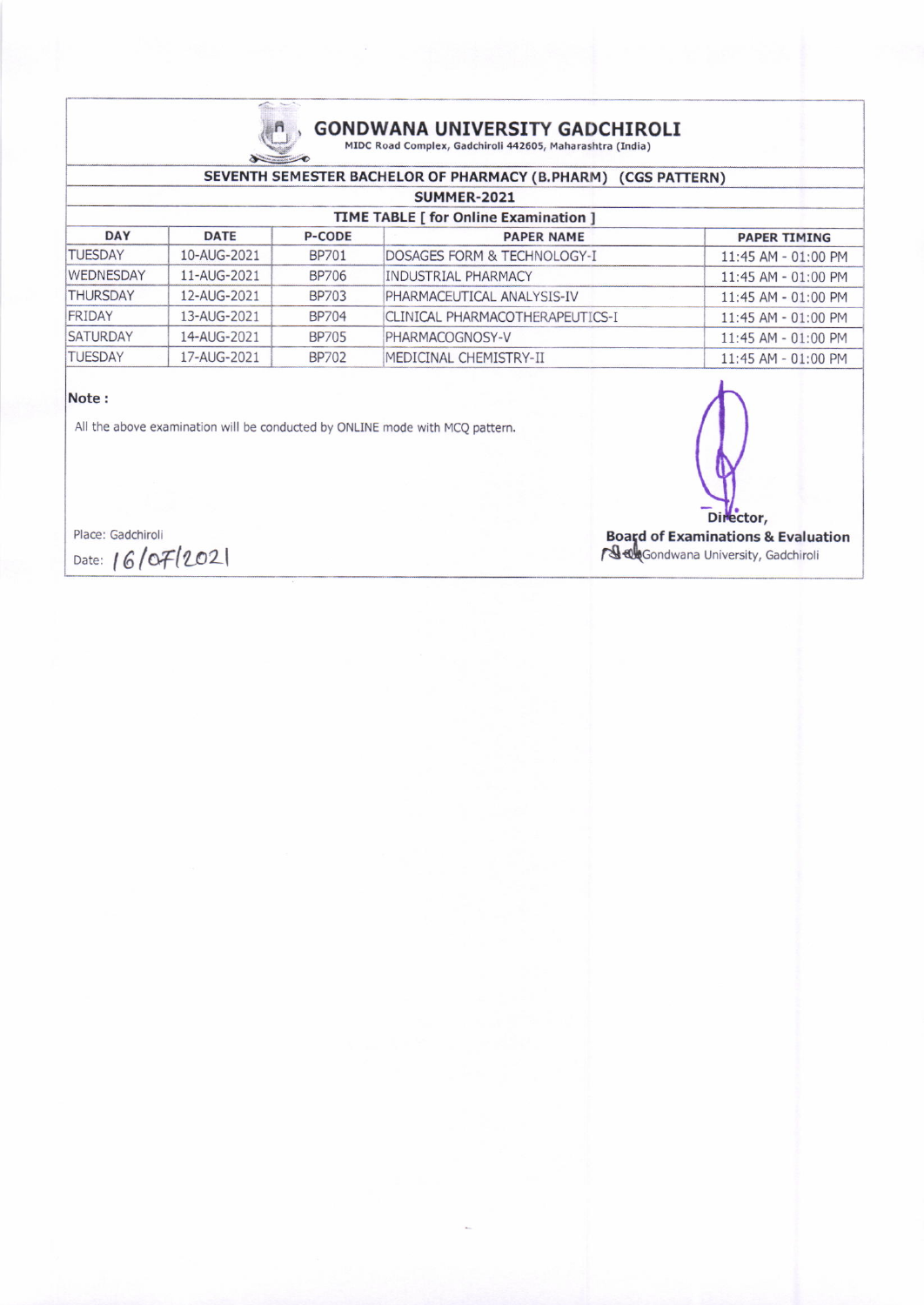# GONDWANA UNIVERSITY GADCHIROLI

MIDC Road Complex, Gadchiroli 442605, Maharashtra (India)

## SEVENTH SEMESTER BACHELOR OF PHARMACY (B.PHARM) (CGS PATTERN)

### SUMMER-2021

### TIME TABLE [ for Online Examination ]

| DAY | DATE | P-CODE | PAPER NAME | PAPER TIMING |
|---|---|---|---|---|
| TUESDAY | 10-AUG-2021 | BP701 | DOSAGES FORM & TECHNOLOGY-I | 11:45 AM - 01:00 PM |
| WEDNESDAY | 11-AUG-2021 | BP706 | INDUSTRIAL PHARMACY | 11:45 AM - 01:00 PM |
| THURSDAY | 12-AUG-2021 | BP703 | PHARMACEUTICAL ANALYSIS-IV | 11:45 AM - 01:00 PM |
| FRIDAY | 13-AUG-2021 | BP704 | CLINICAL PHARMACOTHERAPEUTICS-I | 11:45 AM - 01:00 PM |
| SATURDAY | 14-AUG-2021 | BP705 | PHARMACOGNOSY-V | 11:45 AM - 01:00 PM |
| TUESDAY | 17-AUG-2021 | BP702 | MEDICINAL CHEMISTRY-II | 11:45 AM - 01:00 PM |

**Note :**

All the above examination will be conducted by ONLINE mode with MCQ pattern.

Director,
**Board of Examinations & Evaluation**
Gondwana University, Gadchiroli

Place: Gadchiroli

Date: 16/07/2021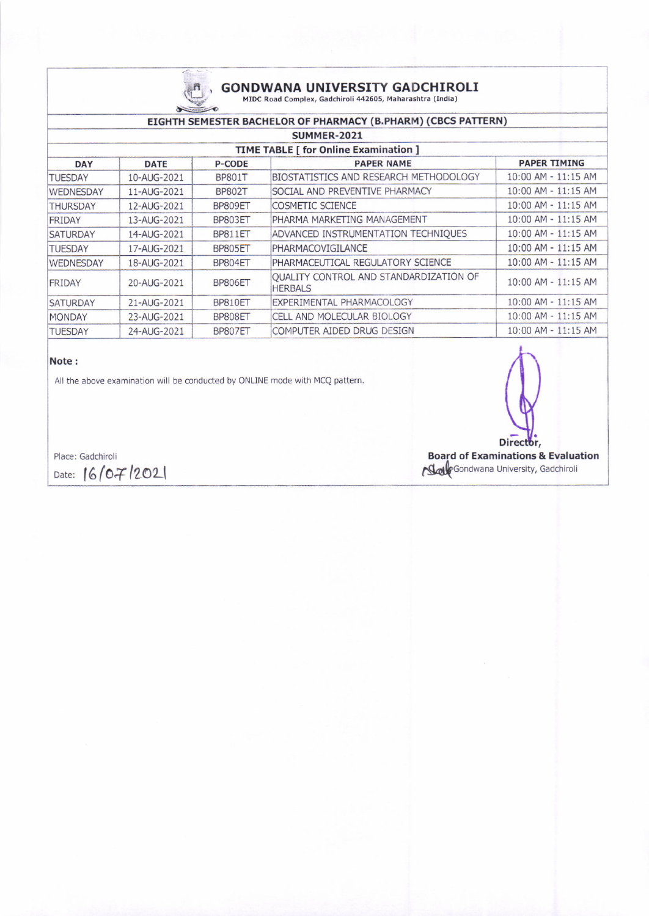# GONDWANA UNIVERSITY GADCHIROLI

MIDC Road Complex, Gadchiroli 442605, Maharashtra (India)

## EIGHTH SEMESTER BACHELOR OF PHARMACY (B.PHARM) (CBCS PATTERN)

### SUMMER-2021

### TIME TABLE [ for Online Examination ]

| DAY | DATE | P-CODE | PAPER NAME | PAPER TIMING |
|---|---|---|---|---|
| TUESDAY | 10-AUG-2021 | BP801T | BIOSTATISTICS AND RESEARCH METHODOLOGY | 10:00 AM - 11:15 AM |
| WEDNESDAY | 11-AUG-2021 | BP802T | SOCIAL AND PREVENTIVE PHARMACY | 10:00 AM - 11:15 AM |
| THURSDAY | 12-AUG-2021 | BP809ET | COSMETIC SCIENCE | 10:00 AM - 11:15 AM |
| FRIDAY | 13-AUG-2021 | BP803ET | PHARMA MARKETING MANAGEMENT | 10:00 AM - 11:15 AM |
| SATURDAY | 14-AUG-2021 | BP811ET | ADVANCED INSTRUMENTATION TECHNIQUES | 10:00 AM - 11:15 AM |
| TUESDAY | 17-AUG-2021 | BP805ET | PHARMACOVIGILANCE | 10:00 AM - 11:15 AM |
| WEDNESDAY | 18-AUG-2021 | BP804ET | PHARMACEUTICAL REGULATORY SCIENCE | 10:00 AM - 11:15 AM |
| FRIDAY | 20-AUG-2021 | BP806ET | QUALITY CONTROL AND STANDARDIZATION OF HERBALS | 10:00 AM - 11:15 AM |
| SATURDAY | 21-AUG-2021 | BP810ET | EXPERIMENTAL PHARMACOLOGY | 10:00 AM - 11:15 AM |
| MONDAY | 23-AUG-2021 | BP808ET | CELL AND MOLECULAR BIOLOGY | 10:00 AM - 11:15 AM |
| TUESDAY | 24-AUG-2021 | BP807ET | COMPUTER AIDED DRUG DESIGN | 10:00 AM - 11:15 AM |

**Note :**

All the above examination will be conducted by ONLINE mode with MCQ pattern.

Place: Gadchiroli

Date: 16/07/2021

Director,
**Board of Examinations & Evaluation**
Gondwana University, Gadchiroli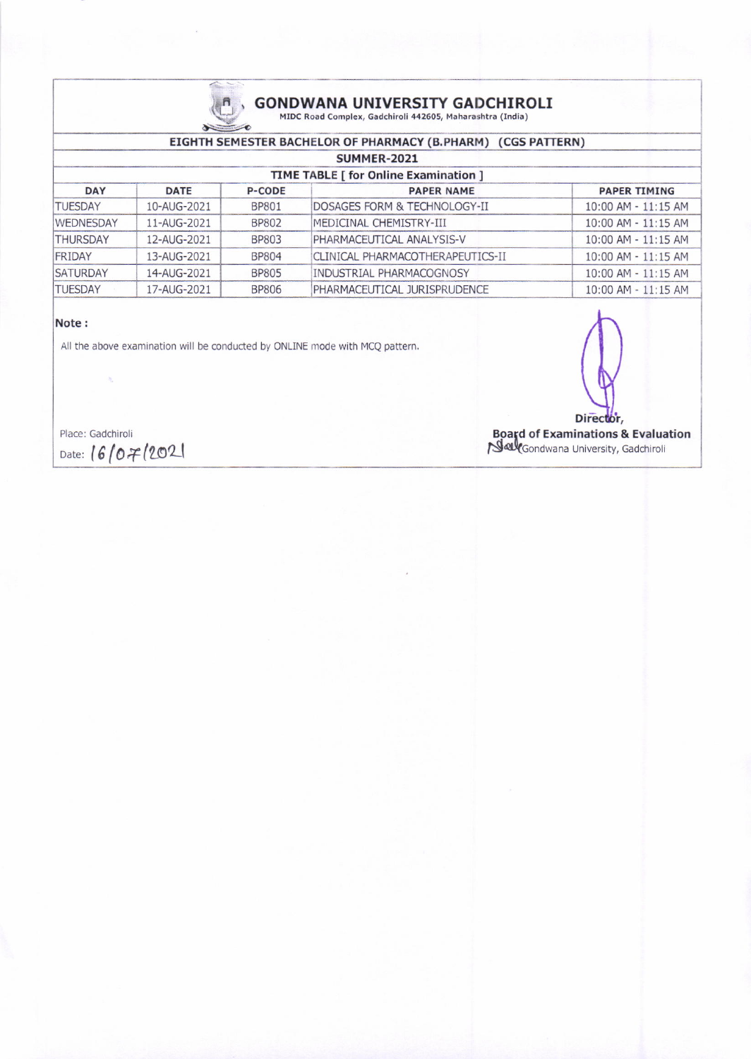# GONDWANA UNIVERSITY GADCHIROLI

MIDC Road Complex, Gadchiroli 442605, Maharashtra (India)

## EIGHTH SEMESTER BACHELOR OF PHARMACY (B.PHARM) (CGS PATTERN)

### SUMMER-2021

### TIME TABLE [ for Online Examination ]

| DAY | DATE | P-CODE | PAPER NAME | PAPER TIMING |
|---|---|---|---|---|
| TUESDAY | 10-AUG-2021 | BP801 | DOSAGES FORM & TECHNOLOGY-II | 10:00 AM - 11:15 AM |
| WEDNESDAY | 11-AUG-2021 | BP802 | MEDICINAL CHEMISTRY-III | 10:00 AM - 11:15 AM |
| THURSDAY | 12-AUG-2021 | BP803 | PHARMACEUTICAL ANALYSIS-V | 10:00 AM - 11:15 AM |
| FRIDAY | 13-AUG-2021 | BP804 | CLINICAL PHARMACOTHERAPEUTICS-II | 10:00 AM - 11:15 AM |
| SATURDAY | 14-AUG-2021 | BP805 | INDUSTRIAL PHARMACOGNOSY | 10:00 AM - 11:15 AM |
| TUESDAY | 17-AUG-2021 | BP806 | PHARMACEUTICAL JURISPRUDENCE | 10:00 AM - 11:15 AM |

**Note :**

All the above examination will be conducted by ONLINE mode with MCQ pattern.

Place: Gadchiroli

Date: 16/07/2021

Director,

**Board of Examinations & Evaluation**

Gondwana University, Gadchiroli